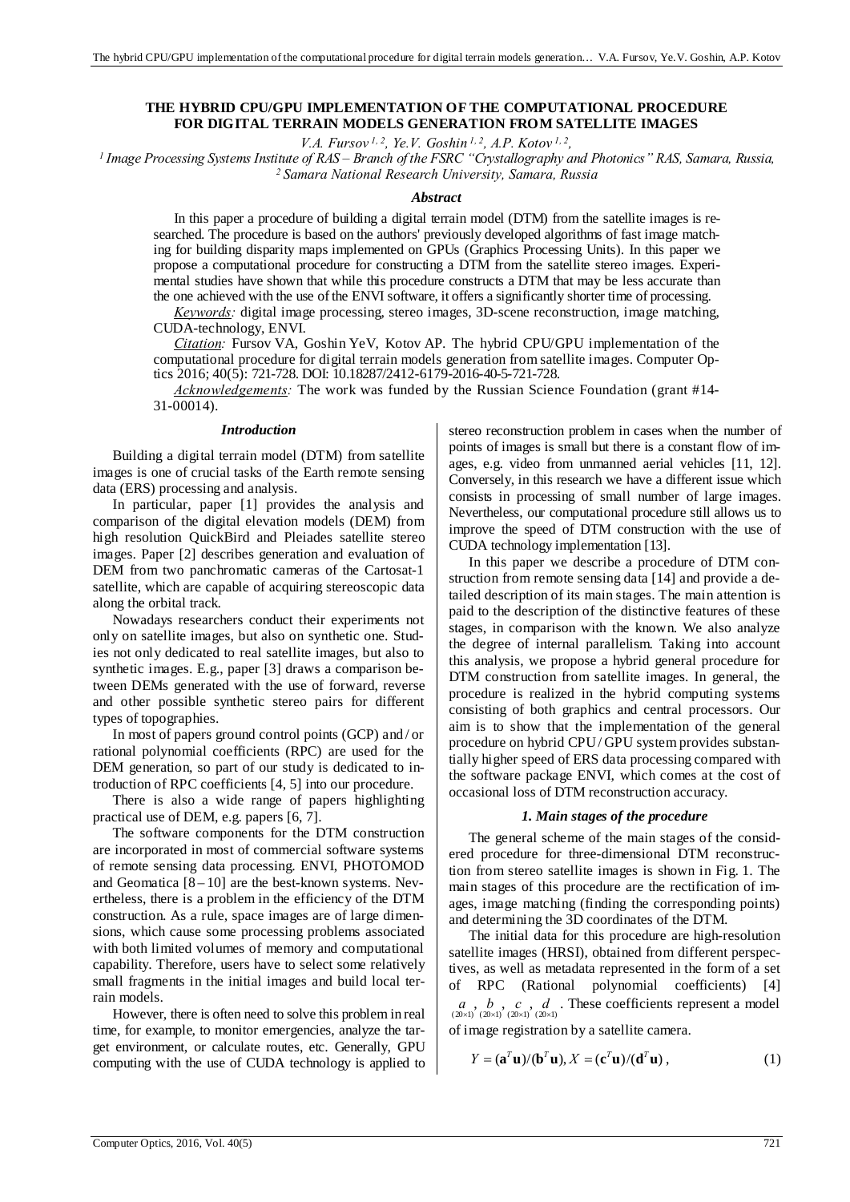# THE HYBRID CPU/GPU IMPLEMENTATION OF THE COMPUTATIONAL PROCEDURE FOR DIGITAL TERRAIN MODELS GENERATION FROM SATELLITE IMAGES

*V.A. Fursov [1, 2], Ye.V. Goshin [1, 2], A.P. Kotov [1, 2],*

[1] *Image Processing Systems Institute of RAS – Branch of the FSRC "Crystallography and Photonics" RAS, Samara, Russia,*
[2] *Samara National Research University, Samara, Russia*

### *Abstract*

In this paper a procedure of building a digital terrain model (DTM) from the satellite images is researched. The procedure is based on the authors' previously developed algorithms of fast image matching for building disparity maps implemented on GPUs (Graphics Processing Units). In this paper we propose a computational procedure for constructing a DTM from the satellite stereo images. Experimental studies have shown that while this procedure constructs a DTM that may be less accurate than the one achieved with the use of the ENVI software, it offers a significantly shorter time of processing.

*Keywords:* digital image processing, stereo images, 3D-scene reconstruction, image matching, CUDA-technology, ENVI.

*Citation:* Fursov VA, Goshin YeV, Kotov AP. The hybrid CPU/GPU implementation of the computational procedure for digital terrain models generation from satellite images. Computer Optics 2016; 40(5): 721-728. DOI: 10.18287/2412-6179-2016-40-5-721-728.

*Acknowledgements:* The work was funded by the Russian Science Foundation (grant #14-31-00014).

### *Introduction*

Building a digital terrain model (DTM) from satellite images is one of crucial tasks of the Earth remote sensing data (ERS) processing and analysis.

In particular, paper [1] provides the analysis and comparison of the digital elevation models (DEM) from high resolution QuickBird and Pleiades satellite stereo images. Paper [2] describes generation and evaluation of DEM from two panchromatic cameras of the Cartosat-1 satellite, which are capable of acquiring stereoscopic data along the orbital track.

Nowadays researchers conduct their experiments not only on satellite images, but also on synthetic one. Studies not only dedicated to real satellite images, but also to synthetic images. E.g., paper [3] draws a comparison between DEMs generated with the use of forward, reverse and other possible synthetic stereo pairs for different types of topographies.

In most of papers ground control points (GCP) and / or rational polynomial coefficients (RPC) are used for the DEM generation, so part of our study is dedicated to introduction of RPC coefficients [4, 5] into our procedure.

There is also a wide range of papers highlighting practical use of DEM, e.g. papers [6, 7].

The software components for the DTM construction are incorporated in most of commercial software systems of remote sensing data processing. ENVI, PHOTOMOD and Geomatica [8 – 10] are the best-known systems. Nevertheless, there is a problem in the efficiency of the DTM construction. As a rule, space images are of large dimensions, which cause some processing problems associated with both limited volumes of memory and computational capability. Therefore, users have to select some relatively small fragments in the initial images and build local terrain models.

However, there is often need to solve this problem in real time, for example, to monitor emergencies, analyze the target environment, or calculate routes, etc. Generally, GPU computing with the use of CUDA technology is applied to stereo reconstruction problem in cases when the number of points of images is small but there is a constant flow of images, e.g. video from unmanned aerial vehicles [11, 12]. Conversely, in this research we have a different issue which consists in processing of small number of large images. Nevertheless, our computational procedure still allows us to improve the speed of DTM construction with the use of CUDA technology implementation [13].

In this paper we describe a procedure of DTM construction from remote sensing data [14] and provide a detailed description of its main stages. The main attention is paid to the description of the distinctive features of these stages, in comparison with the known. We also analyze the degree of internal parallelism. Taking into account this analysis, we propose a hybrid general procedure for DTM construction from satellite images. In general, the procedure is realized in the hybrid computing systems consisting of both graphics and central processors. Our aim is to show that the implementation of the general procedure on hybrid CPU / GPU system provides substantially higher speed of ERS data processing compared with the software package ENVI, which comes at the cost of occasional loss of DTM reconstruction accuracy.

### *1. Main stages of the procedure*

The general scheme of the main stages of the considered procedure for three-dimensional DTM reconstruction from stereo satellite images is shown in Fig. 1. The main stages of this procedure are the rectification of images, image matching (finding the corresponding points) and determining the 3D coordinates of the DTM.

The initial data for this procedure are high-resolution satellite images (HRSI), obtained from different perspectives, as well as metadata represented in the form of a set of RPC (Rational polynomial coefficients) [4] $\underset{(20\times1)}{a}, \underset{(20\times1)}{b}, \underset{(20\times1)}{c}, \underset{(20\times1)}{d}$. These coefficients represent a model of image registration by a satellite camera.

$$Y = (\mathbf{a}^T\mathbf{u})/(\mathbf{b}^T\mathbf{u}), X = (\mathbf{c}^T\mathbf{u})/(\mathbf{d}^T\mathbf{u}), \tag{1}$$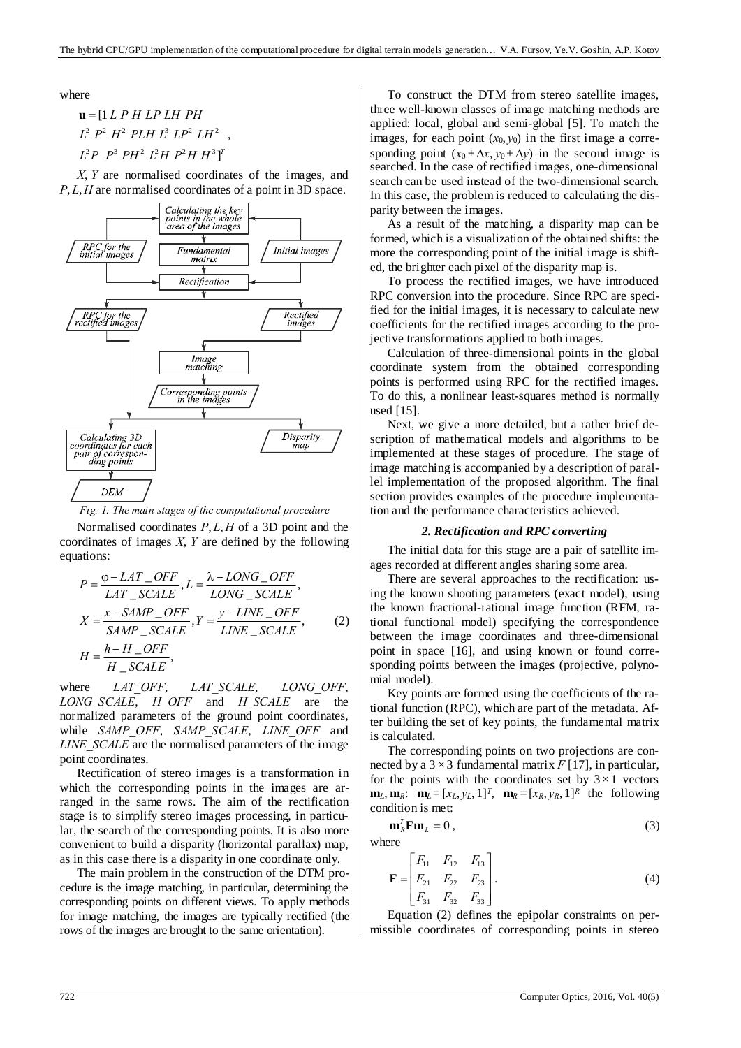where

$$\mathbf{u} = [1\ L\ P\ H\ LP\ LH\ PH$$
$$L^2\ P^2\ H^2\ PLH\ L^3\ LP^2\ LH^2\ ,$$
$$L^2P\ \ P^3\ PH^2\ L^2H\ P^2H\ H^3]^T$$

$X$, $Y$ are normalised coordinates of the images, and $P, L, H$ are normalised coordinates of a point in 3D space.

*Fig. 1. The main stages of the computational procedure*

Normalised coordinates $P, L, H$ of a 3D point and the coordinates of images $X$, $Y$ are defined by the following equations:

$$P = \frac{\varphi - LAT\_OFF}{LAT\_SCALE}, L = \frac{\lambda - LONG\_OFF}{LONG\_SCALE},$$
$$X = \frac{x - SAMP\_OFF}{SAMP\_SCALE}, Y = \frac{y - LINE\_OFF}{LINE\_SCALE}, \qquad (2)$$
$$H = \frac{h - H\_OFF}{H\_SCALE},$$

where *LAT_OFF*, *LAT_SCALE*, *LONG_OFF*, *LONG_SCALE*, *H_OFF* and *H_SCALE* are the normalized parameters of the ground point coordinates, while *SAMP_OFF*, *SAMP_SCALE*, *LINE_OFF* and *LINE_SCALE* are the normalised parameters of the image point coordinates.

Rectification of stereo images is a transformation in which the corresponding points in the images are arranged in the same rows. The aim of the rectification stage is to simplify stereo images processing, in particular, the search of the corresponding points. It is also more convenient to build a disparity (horizontal parallax) map, as in this case there is a disparity in one coordinate only.

The main problem in the construction of the DTM procedure is the image matching, in particular, determining the corresponding points on different views. To apply methods for image matching, the images are typically rectified (the rows of the images are brought to the same orientation).

To construct the DTM from stereo satellite images, three well-known classes of image matching methods are applied: local, global and semi-global [5]. To match the images, for each point $(x_0, y_0)$ in the first image a corresponding point $(x_0 + \Delta x, y_0 + \Delta y)$ in the second image is searched. In the case of rectified images, one-dimensional search can be used instead of the two-dimensional search. In this case, the problem is reduced to calculating the disparity between the images.

As a result of the matching, a disparity map can be formed, which is a visualization of the obtained shifts: the more the corresponding point of the initial image is shifted, the brighter each pixel of the disparity map is.

To process the rectified images, we have introduced RPC conversion into the procedure. Since RPC are specified for the initial images, it is necessary to calculate new coefficients for the rectified images according to the projective transformations applied to both images.

Calculation of three-dimensional points in the global coordinate system from the obtained corresponding points is performed using RPC for the rectified images. To do this, a nonlinear least-squares method is normally used [15].

Next, we give a more detailed, but a rather brief description of mathematical models and algorithms to be implemented at these stages of procedure. The stage of image matching is accompanied by a description of parallel implementation of the proposed algorithm. The final section provides examples of the procedure implementation and the performance characteristics achieved.

### *2. Rectification and RPC converting*

The initial data for this stage are a pair of satellite images recorded at different angles sharing some area.

There are several approaches to the rectification: using the known shooting parameters (exact model), using the known fractional-rational image function (RFM, rational functional model) specifying the correspondence between the image coordinates and three-dimensional point in space [16], and using known or found corresponding points between the images (projective, polynomial model).

Key points are formed using the coefficients of the rational function (RPC), which are part of the metadata. After building the set of key points, the fundamental matrix is calculated.

The corresponding points on two projections are connected by a $3 \times 3$ fundamental matrix $F$ [17], in particular, for the points with the coordinates set by $3 \times 1$ vectors $\mathbf{m}_L$, $\mathbf{m}_R$: $\mathbf{m}_L = [x_L, y_L, 1]^T$, $\mathbf{m}_R = [x_R, y_R, 1]^R$ the following condition is met:

$$\mathbf{m}_R^T \mathbf{F} \mathbf{m}_L = 0, \qquad (3)$$

where

$$\mathbf{F} = \begin{bmatrix} F_{11} & F_{12} & F_{13} \\ F_{21} & F_{22} & F_{23} \\ F_{31} & F_{32} & F_{33} \end{bmatrix}. \qquad (4)$$

Equation (2) defines the epipolar constraints on permissible coordinates of corresponding points in stereo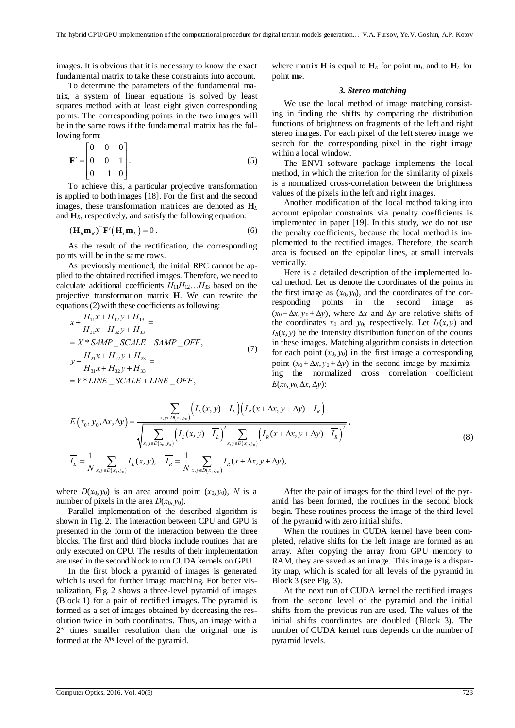images. It is obvious that it is necessary to know the exact fundamental matrix to take these constraints into account.

To determine the parameters of the fundamental matrix, a system of linear equations is solved by least squares method with at least eight given corresponding points. The corresponding points in the two images will be in the same rows if the fundamental matrix has the following form:

$$\mathbf{F}' = \begin{bmatrix} 0 & 0 & 0 \\ 0 & 0 & 1 \\ 0 & -1 & 0 \end{bmatrix}. \tag{5}$$

To achieve this, a particular projective transformation is applied to both images [18]. For the first and the second images, these transformation matrices are denoted as $\mathbf{H}_L$ and $\mathbf{H}_R$, respectively, and satisfy the following equation:

$$(\mathbf{H}_R \mathbf{m}_R)^T \mathbf{F}' (\mathbf{H}_L \mathbf{m}_L) = 0. \tag{6}$$

As the result of the rectification, the corresponding points will be in the same rows.

As previously mentioned, the initial RPC cannot be applied to the obtained rectified images. Therefore, we need to calculate additional coefficients $H_{11}H_{12}\ldots H_{33}$ based on the projective transformation matrix $\mathbf{H}$. We can rewrite the equations (2) with these coefficients as following:

$$\begin{aligned} & x + \frac{H_{11}x + H_{12}y + H_{13}}{H_{31}x + H_{32}y + H_{33}} = \\ & = X * SAMP\_SCALE + SAMP\_OFF, \\ & y + \frac{H_{21}x + H_{22}y + H_{23}}{H_{31}x + H_{32}y + H_{33}} = \\ & = Y * LINE\_SCALE + LINE\_OFF, \end{aligned} \tag{7}$$

where matrix $\mathbf{H}$ is equal to $\mathbf{H}_R$ for point $\mathbf{m}_L$ and to $\mathbf{H}_L$ for point $\mathbf{m}_R$.

### *3. Stereo matching*

We use the local method of image matching consisting in finding the shifts by comparing the distribution functions of brightness on fragments of the left and right stereo images. For each pixel of the left stereo image we search for the corresponding pixel in the right image within a local window.

The ENVI software package implements the local method, in which the criterion for the similarity of pixels is a normalized cross-correlation between the brightness values of the pixels in the left and right images.

Another modification of the local method taking into account epipolar constraints via penalty coefficients is implemented in paper [19]. In this study, we do not use the penalty coefficients, because the local method is implemented to the rectified images. Therefore, the search area is focused on the epipolar lines, at small intervals vertically.

Here is a detailed description of the implemented local method. Let us denote the coordinates of the points in the first image as $(x_0, y_0)$, and the coordinates of the corresponding points in the second image as $(x_0 + \Delta x, y_0 + \Delta y)$, where $\Delta x$ and $\Delta y$ are relative shifts of the coordinates $x_0$ and $y_0$, respectively. Let $I_L(x, y)$ and $I_R(x, y)$ be the intensity distribution function of the counts in these images. Matching algorithm consists in detection for each point $(x_0, y_0)$ in the first image a corresponding point $(x_0 + \Delta x, y_0 + \Delta y)$ in the second image by maximizing the normalized cross correlation coefficient $E(x_0, y_0, \Delta x, \Delta y)$:

$$\begin{aligned} & E(x_0, y_0, \Delta x, \Delta y) = \frac{\sum\limits_{x,y \in D(x_0, y_0)} \left(I_L(x,y) - \overline{I_L}\right)\left(I_R(x+\Delta x, y+\Delta y) - \overline{I_R}\right)}{\sqrt{\sum\limits_{x,y \in D(x_0, y_0)} \left(I_L(x,y) - \overline{I_L}\right)^2 \sum\limits_{x,y \in D(x_0, y_0)} \left(I_R(x+\Delta x, y+\Delta y) - \overline{I_R}\right)^2}}, \\ & \overline{I_L} = \frac{1}{N} \sum_{x,y \in D(x_0, y_0)} I_L(x,y), \quad \overline{I_R} = \frac{1}{N} \sum_{x,y \in D(x_0, y_0)} I_R(x+\Delta x, y+\Delta y), \end{aligned} \tag{8}$$

where $D(x_0, y_0)$ is an area around point $(x_0, y_0)$, $N$ is a number of pixels in the area $D(x_0, y_0)$.

Parallel implementation of the described algorithm is shown in Fig. 2. The interaction between CPU and GPU is presented in the form of the interaction between the three blocks. The first and third blocks include routines that are only executed on CPU. The results of their implementation are used in the second block to run CUDA kernels on GPU.

In the first block a pyramid of images is generated which is used for further image matching. For better visualization, Fig. 2 shows a three-level pyramid of images (Block 1) for a pair of rectified images. The pyramid is formed as a set of images obtained by decreasing the resolution twice in both coordinates. Thus, an image with a $2^N$ times smaller resolution than the original one is formed at the $N^{th}$ level of the pyramid.

After the pair of images for the third level of the pyramid has been formed, the routines in the second block begin. These routines process the image of the third level of the pyramid with zero initial shifts.

When the routines in CUDA kernel have been completed, relative shifts for the left image are formed as an array. After copying the array from GPU memory to RAM, they are saved as an image. This image is a disparity map, which is scaled for all levels of the pyramid in Block 3 (see Fig. 3).

At the next run of CUDA kernel the rectified images from the second level of the pyramid and the initial shifts from the previous run are used. The values of the initial shifts coordinates are doubled (Block 3). The number of CUDA kernel runs depends on the number of pyramid levels.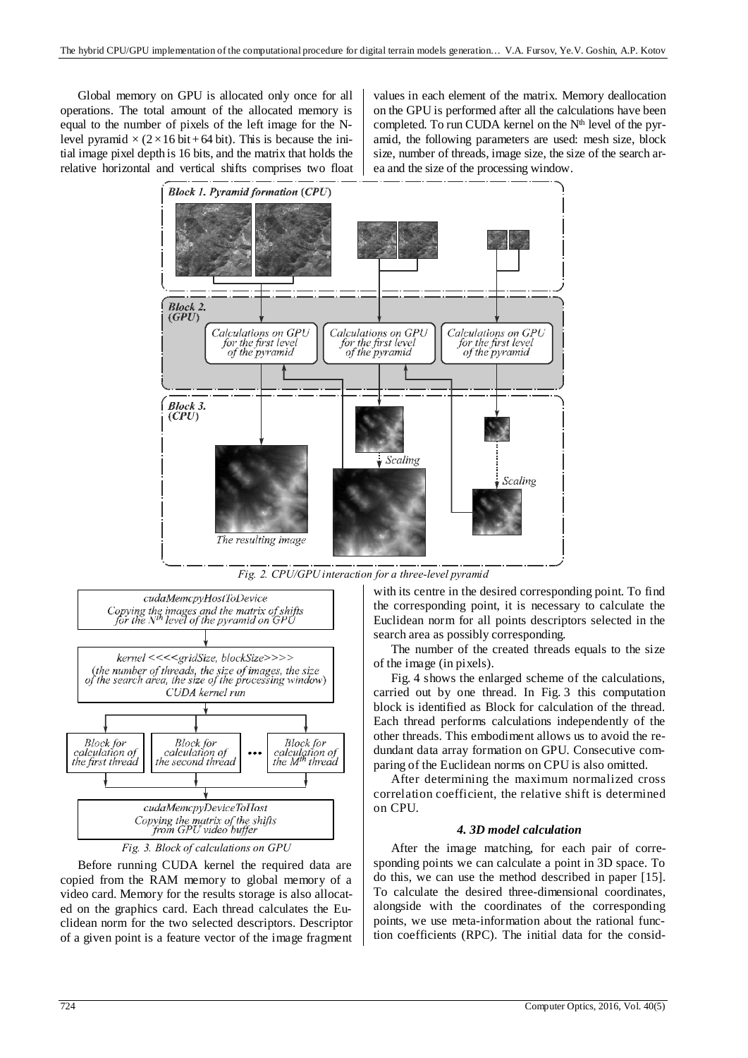Global memory on GPU is allocated only once for all operations. The total amount of the allocated memory is equal to the number of pixels of the left image for the N-level pyramid $\times (2 \times 16 \text{ bit} + 64 \text{ bit})$. This is because the initial image pixel depth is 16 bits, and the matrix that holds the relative horizontal and vertical shifts comprises two float values in each element of the matrix. Memory deallocation on the GPU is performed after all the calculations have been completed. To run CUDA kernel on the $N^{th}$ level of the pyramid, the following parameters are used: mesh size, block size, number of threads, image size, the size of the search area and the size of the processing window.

Fig. 2. CPU/GPU interaction for a three-level pyramid

Fig. 3. Block of calculations on GPU

Before running CUDA kernel the required data are copied from the RAM memory to global memory of a video card. Memory for the results storage is also allocated on the graphics card. Each thread calculates the Euclidean norm for the two selected descriptors. Descriptor of a given point is a feature vector of the image fragment with its centre in the desired corresponding point. To find the corresponding point, it is necessary to calculate the Euclidean norm for all points descriptors selected in the search area as possibly corresponding.

The number of the created threads equals to the size of the image (in pixels).

Fig. 4 shows the enlarged scheme of the calculations, carried out by one thread. In Fig. 3 this computation block is identified as Block for calculation of the thread. Each thread performs calculations independently of the other threads. This embodiment allows us to avoid the redundant data array formation on GPU. Consecutive comparing of the Euclidean norms on CPU is also omitted.

After determining the maximum normalized cross correlation coefficient, the relative shift is determined on CPU.

### *4. 3D model calculation*

After the image matching, for each pair of corresponding points we can calculate a point in 3D space. To do this, we can use the method described in paper [15]. To calculate the desired three-dimensional coordinates, alongside with the coordinates of the corresponding points, we use meta-information about the rational function coefficients (RPC). The initial data for the consid-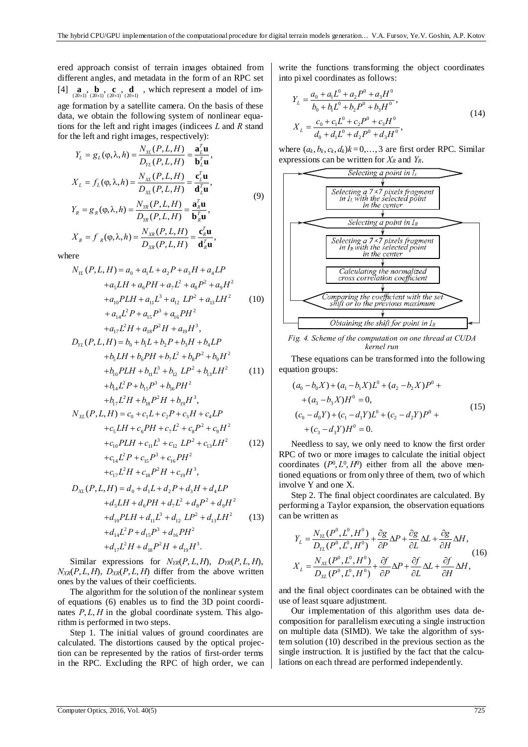ered approach consist of terrain images obtained from different angles, and metadata in the form of an RPC set [4] $\underset{(20\times1)}{\mathbf{a}}, \underset{(20\times1)}{\mathbf{b}}, \underset{(20\times1)}{\mathbf{c}}, \underset{(20\times1)}{\mathbf{d}}$ , which represent a model of image formation by a satellite camera. On the basis of these data, we obtain the following system of nonlinear equations for the left and right images (indicees $L$ and $R$ stand for the left and right images, respectively):

$$
\begin{aligned}
Y_L &= g_L(\varphi,\lambda,h) = \frac{N_{YL}(P,L,H)}{D_{YL}(P,L,H)} = \frac{\mathbf{a}_L^T\mathbf{u}}{\mathbf{b}_L^T\mathbf{u}},\\
X_L &= f_L(\varphi,\lambda,h) = \frac{N_{XL}(P,L,H)}{D_{XL}(P,L,H)} = \frac{\mathbf{c}_L^T\mathbf{u}}{\mathbf{d}_L^T\mathbf{u}},\\
Y_R &= g_R(\varphi,\lambda,h) = \frac{N_{YR}(P,L,H)}{D_{YR}(P,L,H)} = \frac{\mathbf{a}_R^T\mathbf{u}}{\mathbf{b}_R^T\mathbf{u}},\\
X_R &= f_R(\varphi,\lambda,h) = \frac{N_{XR}(P,L,H)}{D_{XR}(P,L,H)} = \frac{\mathbf{c}_R^T\mathbf{u}}{\mathbf{d}_R^T\mathbf{u}},
\end{aligned}
\tag{9}
$$

where

$$
\begin{aligned}
N_{YL}(P,L,H) &= a_0 + a_1L + a_2P + a_3H + a_4LP\\
&+ a_5LH + a_6PH + a_7L^2 + a_8P^2 + a_9H^2\\
&+ a_{10}PLH + a_{11}L^3 + a_{12}\ LP^2 + a_{13}LH^2\\
&+ a_{14}L^2P + a_{15}P^3 + a_{16}PH^2\\
&+ a_{17}L^2H + a_{18}P^2H + a_{19}H^3,
\end{aligned}
\tag{10}
$$

$$
\begin{aligned}
D_{YL}(P,L,H) &= b_0 + b_1L + b_2P + b_3H + b_4LP\\
&+ b_5LH + b_6PH + b_7L^2 + b_8P^2 + b_9H^2\\
&+ b_{10}PLH + b_{11}L^3 + b_{12}\ LP^2 + b_{13}LH^2\\
&+ b_{14}L^2P + b_{15}P^3 + b_{16}PH^2\\
&+ b_{17}L^2H + b_{18}P^2H + b_{19}H^3,
\end{aligned}
\tag{11}
$$

$$
\begin{aligned}
N_{XL}(P,L,H) &= c_0 + c_1L + c_2P + c_3H + c_4LP\\
&+ c_5LH + c_6PH + c_7L^2 + c_8P^2 + c_9H^2\\
&+ c_{10}PLH + c_{11}L^3 + c_{12}\ LP^2 + c_{13}LH^2\\
&+ c_{14}L^2P + c_{15}P^3 + c_{16}PH^2\\
&+ c_{17}L^2H + c_{18}P^2H + c_{19}H^3,
\end{aligned}
\tag{12}
$$

$$
\begin{aligned}
D_{XL}(P,L,H) &= d_0 + d_1L + d_2P + d_3H + d_4LP\\
&+ d_5LH + d_6PH + d_7L^2 + d_8P^2 + d_9H^2\\
&+ d_{10}PLH + d_{11}L^3 + d_{12}\ LP^2 + d_{13}LH^2\\
&+ d_{14}L^2P + d_{15}P^3 + d_{16}PH^2\\
&+ d_{17}L^2H + d_{18}P^2H + d_{19}H^3.
\end{aligned}
\tag{13}
$$

Similar expressions for $N_{YR}(P,L,H)$, $D_{YR}(P,L,H)$, $N_{XR}(P,L,H)$, $D_{XR}(P,L,H)$ differ from the above written ones by the values of their coefficients.

The algorithm for the solution of the nonlinear system of equations (6) enables us to find the 3D point coordinates $P, L, H$ in the global coordinate system. This algorithm is performed in two steps.

Step 1. The initial values of ground coordinates are calculated. The distortions caused by the optical projection can be represented by the ratios of first-order terms in the RPC. Excluding the RPC of high order, we can write the functions transforming the object coordinates into pixel coordinates as follows:

$$
\begin{aligned}
Y_L &= \frac{a_0 + a_1L^0 + a_2P^0 + a_3H^0}{b_0 + b_1L^0 + b_2P^0 + b_3H^0},\\
X_L &= \frac{c_0 + c_1L^0 + c_2P^0 + c_3H^0}{d_0 + d_1L^0 + d_2P^0 + d_3H^0},
\end{aligned}
\tag{14}
$$

where $(a_k, b_k, c_k, d_k)k = 0,\dots,3$ are first order RPC. Similar expressions can be written for $X_R$ and $Y_R$.

Selecting a point in $I_L$ → Selecting a 7×7 pixels fragment in $I_L$ with the selected point in the center → Selecting a point in $I_R$ → Selecting a 7×7 pixels fragment in $I_R$ with the selected point in the center → Calculating the normalized cross correlation coefficient → Comparing the coefficient with the set shift or to the previous maximum → Obtaining the shift for point in $I_R$

*Fig. 4. Scheme of the computation on one thread at CUDA kernel run*

These equations can be transformed into the following equation groups:

$$
\begin{aligned}
&(a_0 - b_0X) + (a_1 - b_1X)L^0 + (a_2 - b_2X)P^0 +\\
&\quad + (a_3 - b_3X)H^0 = 0,\\
&(c_0 - d_0Y) + (c_1 - d_1Y)L^0 + (c_2 - d_2Y)P^0 +\\
&\quad + (c_3 - d_3Y)H^0 = 0.
\end{aligned}
\tag{15}
$$

Needless to say, we only need to know the first order RPC of two or more images to calculate the initial object coordinates $(P^0, L^0, H^0)$ either from all the above mentioned equations or from only three of them, two of which involve Y and one X.

Step 2. The final object coordinates are calculated. By performing a Taylor expansion, the observation equations can be written as

$$
\begin{aligned}
Y_L &= \frac{N_{YL}(P^0,L^0,H^0)}{D_{YL}(P^0,L^0,H^0)} + \frac{\partial g}{\partial P}\Delta P + \frac{\partial g}{\partial L}\Delta L + \frac{\partial g}{\partial H}\Delta H,\\
X_L &= \frac{N_{XL}(P^0,L^0,H^0)}{D_{XL}(P^0,L^0,H^0)} + \frac{\partial f}{\partial P}\Delta P + \frac{\partial f}{\partial L}\Delta L + \frac{\partial f}{\partial H}\Delta H,
\end{aligned}
\tag{16}
$$

and the final object coordinates can be obtained with the use of least square adjustment.

Our implementation of this algorithm uses data decomposition for parallelism executing a single instruction on multiple data (SIMD). We take the algorithm of system solution (10) described in the previous section as the single instruction. It is justified by the fact that the calculations on each thread are performed independently.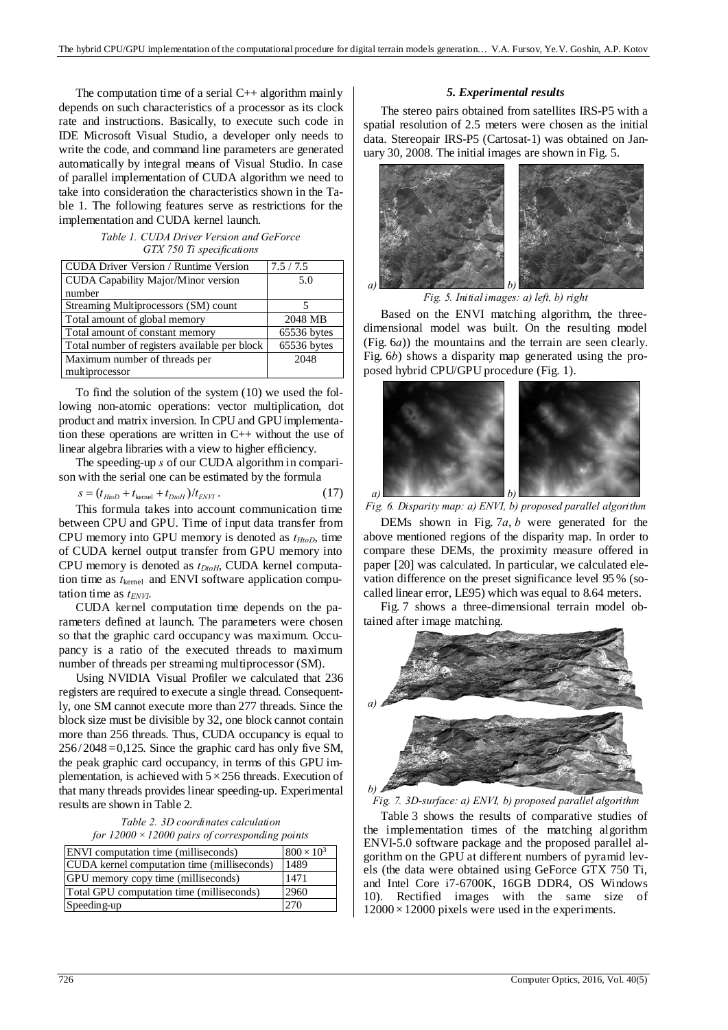The computation time of a serial C++ algorithm mainly depends on such characteristics of a processor as its clock rate and instructions. Basically, to execute such code in IDE Microsoft Visual Studio, a developer only needs to write the code, and command line parameters are generated automatically by integral means of Visual Studio. In case of parallel implementation of CUDA algorithm we need to take into consideration the characteristics shown in the Table 1. The following features serve as restrictions for the implementation and CUDA kernel launch.

*Table 1. CUDA Driver Version and GeForce GTX 750 Ti specifications*

| CUDA Driver Version / Runtime Version | 7.5 / 7.5 |
|---|---|
| CUDA Capability Major/Minor version number | 5.0 |
| Streaming Multiprocessors (SM) count | 5 |
| Total amount of global memory | 2048 MB |
| Total amount of constant memory | 65536 bytes |
| Total number of registers available per block | 65536 bytes |
| Maximum number of threads per multiprocessor | 2048 |

To find the solution of the system (10) we used the following non-atomic operations: vector multiplication, dot product and matrix inversion. In CPU and GPU implementation these operations are written in C++ without the use of linear algebra libraries with a view to higher efficiency.

The speeding-up $s$ of our CUDA algorithm in comparison with the serial one can be estimated by the formula

$$s = (t_{HtoD} + t_{\text{kernel}} + t_{DtoH}) / t_{ENVI}\,. \tag{17}$$

This formula takes into account communication time between CPU and GPU. Time of input data transfer from CPU memory into GPU memory is denoted as $t_{HtoD}$, time of CUDA kernel output transfer from GPU memory into CPU memory is denoted as $t_{DtoH}$, CUDA kernel computation time as $t_{\text{kernel}}$ and ENVI software application computation time as $t_{ENVI}$.

CUDA kernel computation time depends on the parameters defined at launch. The parameters were chosen so that the graphic card occupancy was maximum. Occupancy is a ratio of the executed threads to maximum number of threads per streaming multiprocessor (SM).

Using NVIDIA Visual Profiler we calculated that 236 registers are required to execute a single thread. Consequently, one SM cannot execute more than 277 threads. Since the block size must be divisible by 32, one block cannot contain more than 256 threads. Thus, CUDA occupancy is equal to $256/2048 = 0{,}125$. Since the graphic card has only five SM, the peak graphic card occupancy, in terms of this GPU implementation, is achieved with $5 \times 256$ threads. Execution of that many threads provides linear speeding-up. Experimental results are shown in Table 2.

*Table 2. 3D coordinates calculation for 12000 × 12000 pairs of corresponding points*

| ENVI computation time (milliseconds) | $800 \times 10^3$ |
|---|---|
| CUDA kernel computation time (milliseconds) | 1489 |
| GPU memory copy time (milliseconds) | 1471 |
| Total GPU computation time (milliseconds) | 2960 |
| Speeding-up | 270 |

### 5. Experimental results

The stereo pairs obtained from satellites IRS-P5 with a spatial resolution of 2.5 meters were chosen as the initial data. Stereopair IRS-P5 (Cartosat-1) was obtained on January 30, 2008. The initial images are shown in Fig. 5.

*Fig. 5. Initial images: a) left, b) right*

Based on the ENVI matching algorithm, the three-dimensional model was built. On the resulting model (Fig. 6*a*)) the mountains and the terrain are seen clearly. Fig. 6*b*) shows a disparity map generated using the proposed hybrid CPU/GPU procedure (Fig. 1).

*Fig. 6. Disparity map: a) ENVI, b) proposed parallel algorithm*

DEMs shown in Fig. 7*a*, *b* were generated for the above mentioned regions of the disparity map. In order to compare these DEMs, the proximity measure offered in paper [20] was calculated. In particular, we calculated elevation difference on the preset significance level 95 % (so-called linear error, LE95) which was equal to 8.64 meters.

Fig. 7 shows a three-dimensional terrain model obtained after image matching.

*Fig. 7. 3D-surface: a) ENVI, b) proposed parallel algorithm*

Table 3 shows the results of comparative studies of the implementation times of the matching algorithm ENVI-5.0 software package and the proposed parallel algorithm on the GPU at different numbers of pyramid levels (the data were obtained using GeForce GTX 750 Ti, and Intel Core i7-6700K, 16GB DDR4, OS Windows 10). Rectified images with the same size of $12000 \times 12000$ pixels were used in the experiments.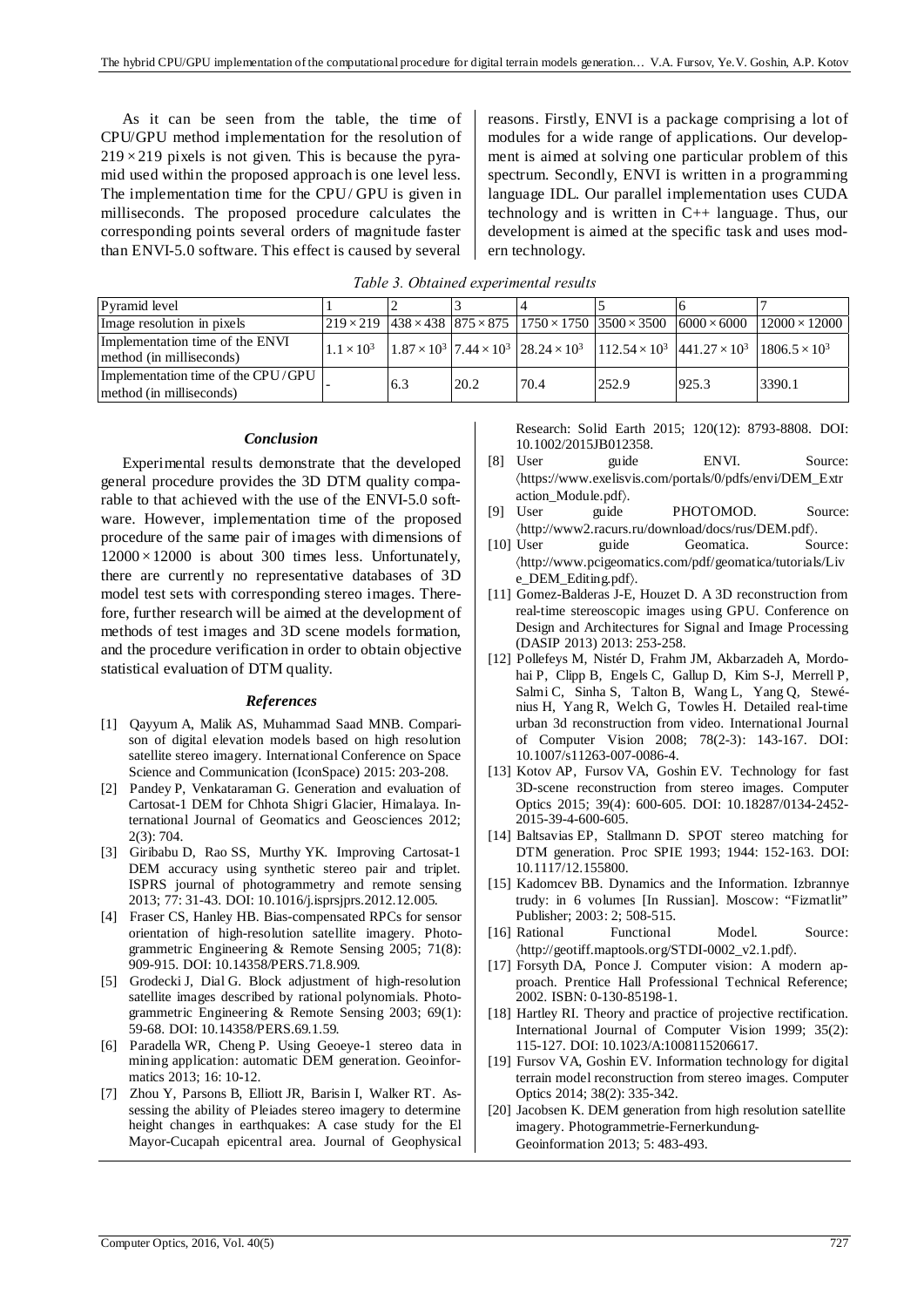As it can be seen from the table, the time of CPU/GPU method implementation for the resolution of $219 \times 219$ pixels is not given. This is because the pyramid used within the proposed approach is one level less. The implementation time for the CPU/GPU is given in milliseconds. The proposed procedure calculates the corresponding points several orders of magnitude faster than ENVI-5.0 software. This effect is caused by several reasons. Firstly, ENVI is a package comprising a lot of modules for a wide range of applications. Our development is aimed at solving one particular problem of this spectrum. Secondly, ENVI is written in a programming language IDL. Our parallel implementation uses CUDA technology and is written in C++ language. Thus, our development is aimed at the specific task and uses modern technology.

*Table 3. Obtained experimental results*

| Pyramid level | 1 | 2 | 3 | 4 | 5 | 6 | 7 |
|---|---|---|---|---|---|---|---|
| Image resolution in pixels | $219 \times 219$ | $438 \times 438$ | $875 \times 875$ | $1750 \times 1750$ | $3500 \times 3500$ | $6000 \times 6000$ | $12000 \times 12000$ |
| Implementation time of the ENVI method (in milliseconds) | $1.1 \times 10^3$ | $1.87 \times 10^3$ | $7.44 \times 10^3$ | $28.24 \times 10^3$ | $112.54 \times 10^3$ | $441.27 \times 10^3$ | $1806.5 \times 10^3$ |
| Implementation time of the CPU/GPU method (in milliseconds) | - | 6.3 | 20.2 | 70.4 | 252.9 | 925.3 | 3390.1 |

## Conclusion

Experimental results demonstrate that the developed general procedure provides the 3D DTM quality comparable to that achieved with the use of the ENVI-5.0 software. However, implementation time of the proposed procedure of the same pair of images with dimensions of $12000 \times 12000$ is about 300 times less. Unfortunately, there are currently no representative databases of 3D model test sets with corresponding stereo images. Therefore, further research will be aimed at the development of methods of test images and 3D scene models formation, and the procedure verification in order to obtain objective statistical evaluation of DTM quality.

## References

[1] Qayyum A, Malik AS, Muhammad Saad MNB. Comparison of digital elevation models based on high resolution satellite stereo imagery. International Conference on Space Science and Communication (IconSpace) 2015: 203-208.

[2] Pandey P, Venkataraman G. Generation and evaluation of Cartosat-1 DEM for Chhota Shigri Glacier, Himalaya. International Journal of Geomatics and Geosciences 2012; 2(3): 704.

[3] Giribabu D, Rao SS, Murthy YK. Improving Cartosat-1 DEM accuracy using synthetic stereo pair and triplet. ISPRS journal of photogrammetry and remote sensing 2013; 77: 31-43. DOI: 10.1016/j.isprsjprs.2012.12.005.

[4] Fraser CS, Hanley HB. Bias-compensated RPCs for sensor orientation of high-resolution satellite imagery. Photogrammetric Engineering & Remote Sensing 2005; 71(8): 909-915. DOI: 10.14358/PERS.71.8.909.

[5] Grodecki J, Dial G. Block adjustment of high-resolution satellite images described by rational polynomials. Photogrammetric Engineering & Remote Sensing 2003; 69(1): 59-68. DOI: 10.14358/PERS.69.1.59.

[6] Paradella WR, Cheng P. Using Geoeye-1 stereo data in mining application: automatic DEM generation. Geoinformatics 2013; 16: 10-12.

[7] Zhou Y, Parsons B, Elliott JR, Barisin I, Walker RT. Assessing the ability of Pleiades stereo imagery to determine height changes in earthquakes: A case study for the El Mayor-Cucapah epicentral area. Journal of Geophysical Research: Solid Earth 2015; 120(12): 8793-8808. DOI: 10.1002/2015JB012358.

[8] User guide ENVI. Source: ⟨https://www.exelisvis.com/portals/0/pdfs/envi/DEM_Extraction_Module.pdf⟩.

[9] User guide PHOTOMOD. Source: ⟨http://www2.racurs.ru/download/docs/rus/DEM.pdf⟩.

[10] User guide Geomatica. Source: ⟨http://www.pcigeomatics.com/pdf/geomatica/tutorials/Live_DEM_Editing.pdf⟩.

[11] Gomez-Balderas J-E, Houzet D. A 3D reconstruction from real-time stereoscopic images using GPU. Conference on Design and Architectures for Signal and Image Processing (DASIP 2013) 2013: 253-258.

[12] Pollefeys M, Nistér D, Frahm JM, Akbarzadeh A, Mordohai P, Clipp B, Engels C, Gallup D, Kim S-J, Merrell P, Salmi C, Sinha S, Talton B, Wang L, Yang Q, Stewénius H, Yang R, Welch G, Towles H. Detailed real-time urban 3d reconstruction from video. International Journal of Computer Vision 2008; 78(2-3): 143-167. DOI: 10.1007/s11263-007-0086-4.

[13] Kotov AP, Fursov VA, Goshin EV. Technology for fast 3D-scene reconstruction from stereo images. Computer Optics 2015; 39(4): 600-605. DOI: 10.18287/0134-2452-2015-39-4-600-605.

[14] Baltsavias EP, Stallmann D. SPOT stereo matching for DTM generation. Proc SPIE 1993; 1944: 152-163. DOI: 10.1117/12.155800.

[15] Kadomcev BB. Dynamics and the Information. Izbrannye trudy: in 6 volumes [In Russian]. Moscow: "Fizmatlit" Publisher; 2003: 2; 508-515.

[16] Rational Functional Model. Source: ⟨http://geotiff.maptools.org/STDI-0002_v2.1.pdf⟩.

[17] Forsyth DA, Ponce J. Computer vision: A modern approach. Prentice Hall Professional Technical Reference; 2002. ISBN: 0-130-85198-1.

[18] Hartley RI. Theory and practice of projective rectification. International Journal of Computer Vision 1999; 35(2): 115-127. DOI: 10.1023/A:1008115206617.

[19] Fursov VA, Goshin EV. Information technology for digital terrain model reconstruction from stereo images. Computer Optics 2014; 38(2): 335-342.

[20] Jacobsen K. DEM generation from high resolution satellite imagery. Photogrammetrie-Fernerkundung-Geoinformation 2013; 5: 483-493.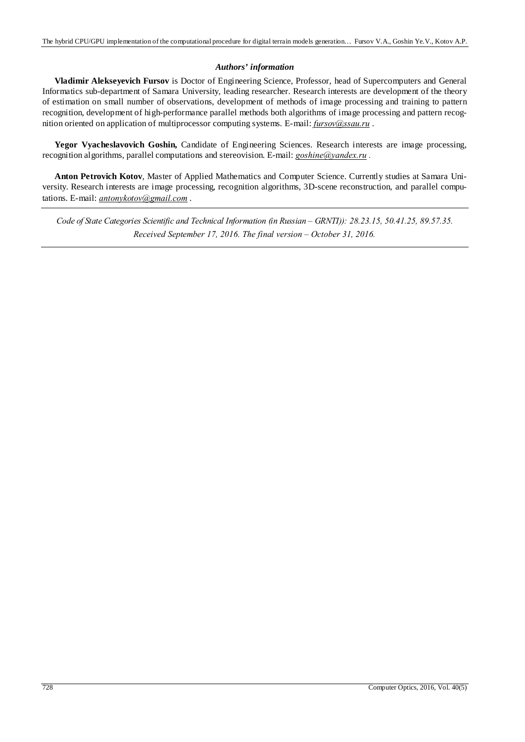### *Authors' information*

**Vladimir Alekseyevich Fursov** is Doctor of Engineering Science, Professor, head of Supercomputers and General Informatics sub-department of Samara University, leading researcher. Research interests are development of the theory of estimation on small number of observations, development of methods of image processing and training to pattern recognition, development of high-performance parallel methods both algorithms of image processing and pattern recognition oriented on application of multiprocessor computing systems. E-mail: *fursov@ssau.ru* .

**Yegor Vyacheslavovich Goshin,** Candidate of Engineering Sciences. Research interests are image processing, recognition algorithms, parallel computations and stereovision. E-mail: *goshine@yandex.ru* .

**Anton Petrovich Kotov**, Master of Applied Mathematics and Computer Science. Currently studies at Samara University. Research interests are image processing, recognition algorithms, 3D-scene reconstruction, and parallel computations. E-mail: *antonykotov@gmail.com* .

---

*Code of State Categories Scientific and Technical Information (in Russian – GRNTI)): 28.23.15, 50.41.25, 89.57.35.*
*Received September 17, 2016. The final version – October 31, 2016.*

---